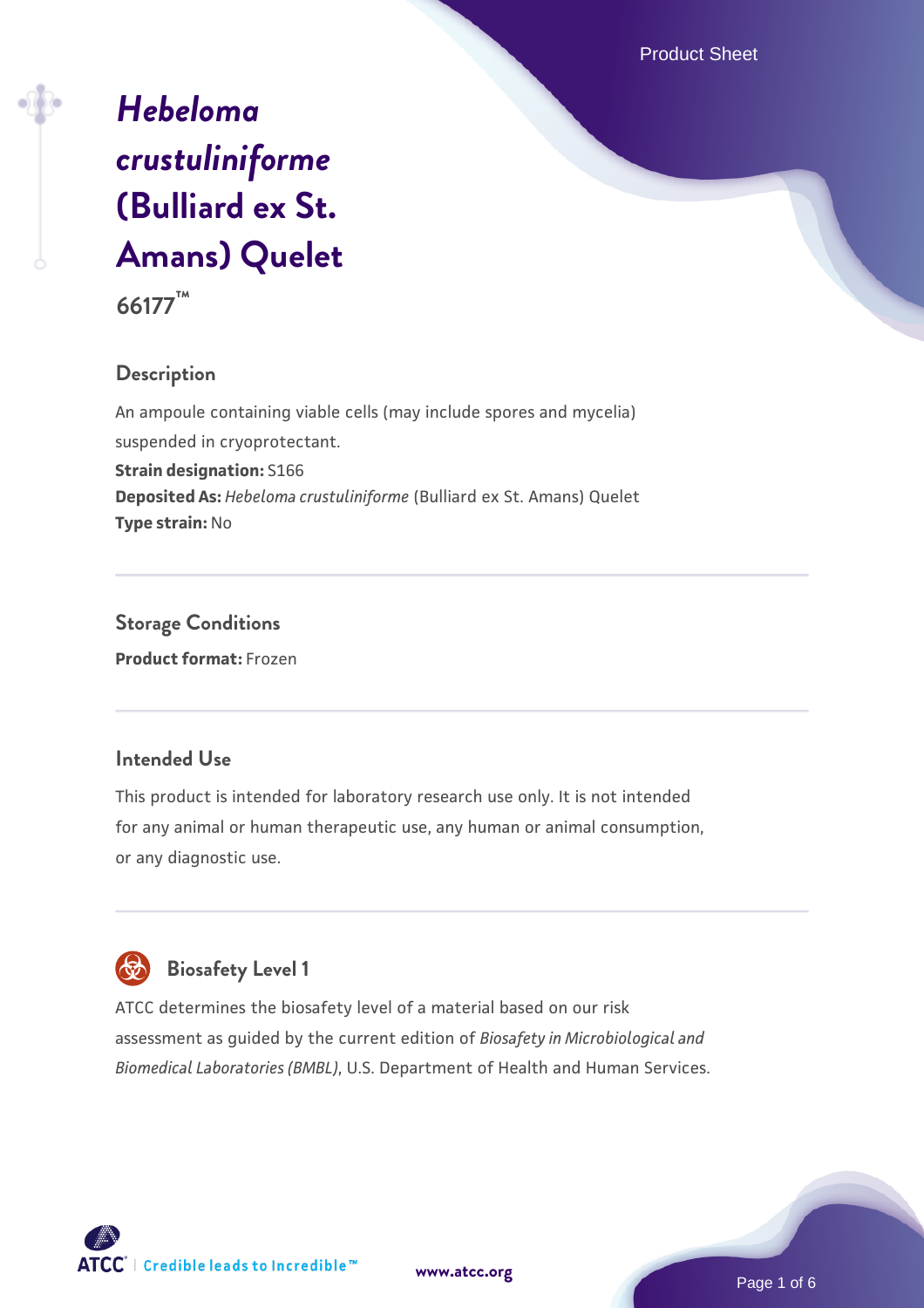# *Hebeloma crustuliniforme* (Bulliard ex St. Amans) Quelet

**66177™**

## Description

An ampoule containing viable cells (may include spores and mycelia) suspended in cryoprotectant.

**Strain designation:** S166

**Deposited As:** *Hebeloma crustuliniforme* (Bulliard ex St. Amans) Quelet

**Type strain:** No

## Storage Conditions

**Product format:** Frozen

## Intended Use

This product is intended for laboratory research use only. It is not intended for any animal or human therapeutic use, any human or animal consumption, or any diagnostic use.

## Biosafety Level 1

ATCC determines the biosafety level of a material based on our risk assessment as guided by the current edition of *Biosafety in Microbiological and Biomedical Laboratories (BMBL)*, U.S. Department of Health and Human Services.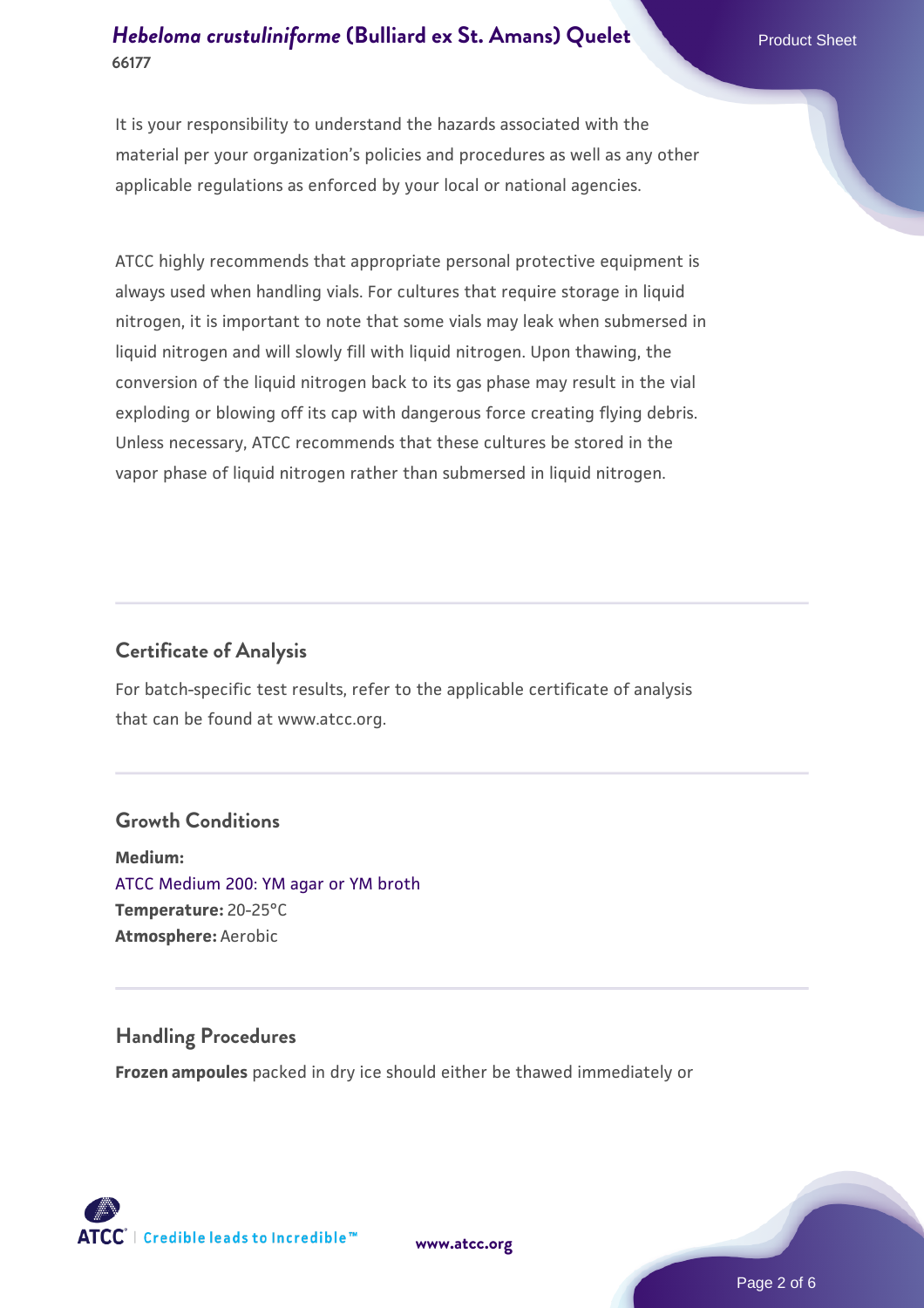It is your responsibility to understand the hazards associated with the material per your organization's policies and procedures as well as any other applicable regulations as enforced by your local or national agencies.

ATCC highly recommends that appropriate personal protective equipment is always used when handling vials. For cultures that require storage in liquid nitrogen, it is important to note that some vials may leak when submersed in liquid nitrogen and will slowly fill with liquid nitrogen. Upon thawing, the conversion of the liquid nitrogen back to its gas phase may result in the vial exploding or blowing off its cap with dangerous force creating flying debris. Unless necessary, ATCC recommends that these cultures be stored in the vapor phase of liquid nitrogen rather than submersed in liquid nitrogen.

## Certificate of Analysis

For batch-specific test results, refer to the applicable certificate of analysis that can be found at www.atcc.org.

## Growth Conditions

**Medium:**
ATCC Medium 200: YM agar or YM broth
**Temperature:** 20-25°C
**Atmosphere:** Aerobic

## Handling Procedures

**Frozen ampoules** packed in dry ice should either be thawed immediately or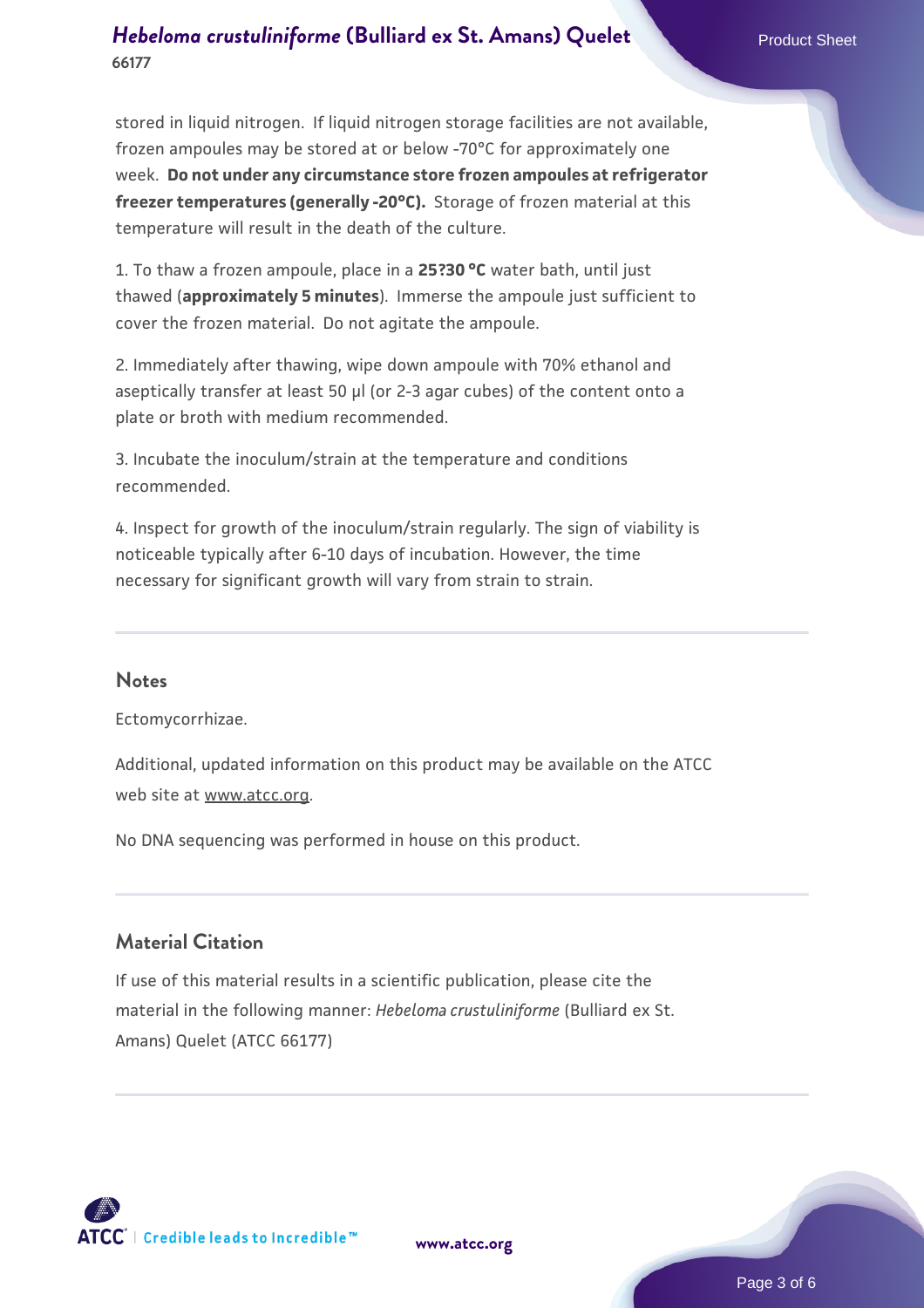stored in liquid nitrogen. If liquid nitrogen storage facilities are not available, frozen ampoules may be stored at or below -70°C for approximately one week. **Do not under any circumstance store frozen ampoules at refrigerator freezer temperatures (generally -20°C).** Storage of frozen material at this temperature will result in the death of the culture.

1. To thaw a frozen ampoule, place in a **25?30 °C** water bath, until just thawed (**approximately 5 minutes**). Immerse the ampoule just sufficient to cover the frozen material. Do not agitate the ampoule.

2. Immediately after thawing, wipe down ampoule with 70% ethanol and aseptically transfer at least 50 µl (or 2-3 agar cubes) of the content onto a plate or broth with medium recommended.

3. Incubate the inoculum/strain at the temperature and conditions recommended.

4. Inspect for growth of the inoculum/strain regularly. The sign of viability is noticeable typically after 6-10 days of incubation. However, the time necessary for significant growth will vary from strain to strain.

## Notes

Ectomycorrhizae.

Additional, updated information on this product may be available on the ATCC web site at www.atcc.org.

No DNA sequencing was performed in house on this product.

## Material Citation

If use of this material results in a scientific publication, please cite the material in the following manner: *Hebeloma crustuliniforme* (Bulliard ex St. Amans) Quelet (ATCC 66177)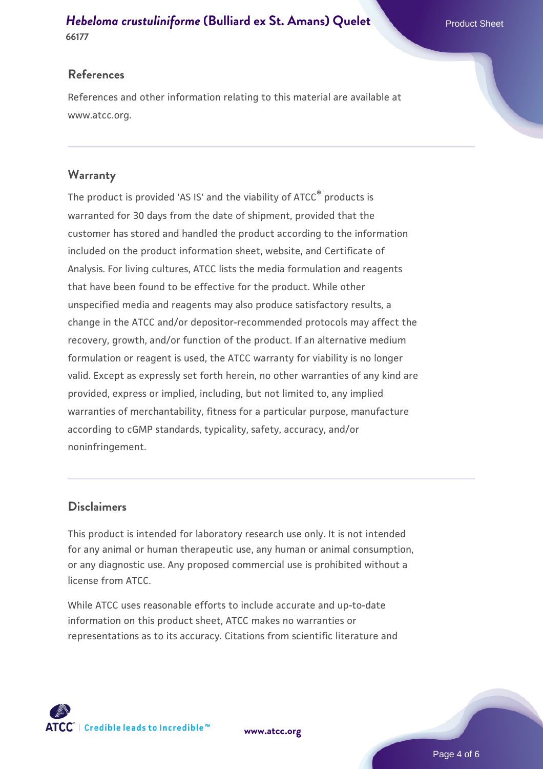## References

References and other information relating to this material are available at www.atcc.org.

## Warranty

The product is provided 'AS IS' and the viability of ATCC® products is warranted for 30 days from the date of shipment, provided that the customer has stored and handled the product according to the information included on the product information sheet, website, and Certificate of Analysis. For living cultures, ATCC lists the media formulation and reagents that have been found to be effective for the product. While other unspecified media and reagents may also produce satisfactory results, a change in the ATCC and/or depositor-recommended protocols may affect the recovery, growth, and/or function of the product. If an alternative medium formulation or reagent is used, the ATCC warranty for viability is no longer valid. Except as expressly set forth herein, no other warranties of any kind are provided, express or implied, including, but not limited to, any implied warranties of merchantability, fitness for a particular purpose, manufacture according to cGMP standards, typicality, safety, accuracy, and/or noninfringement.

## Disclaimers

This product is intended for laboratory research use only. It is not intended for any animal or human therapeutic use, any human or animal consumption, or any diagnostic use. Any proposed commercial use is prohibited without a license from ATCC.

While ATCC uses reasonable efforts to include accurate and up-to-date information on this product sheet, ATCC makes no warranties or representations as to its accuracy. Citations from scientific literature and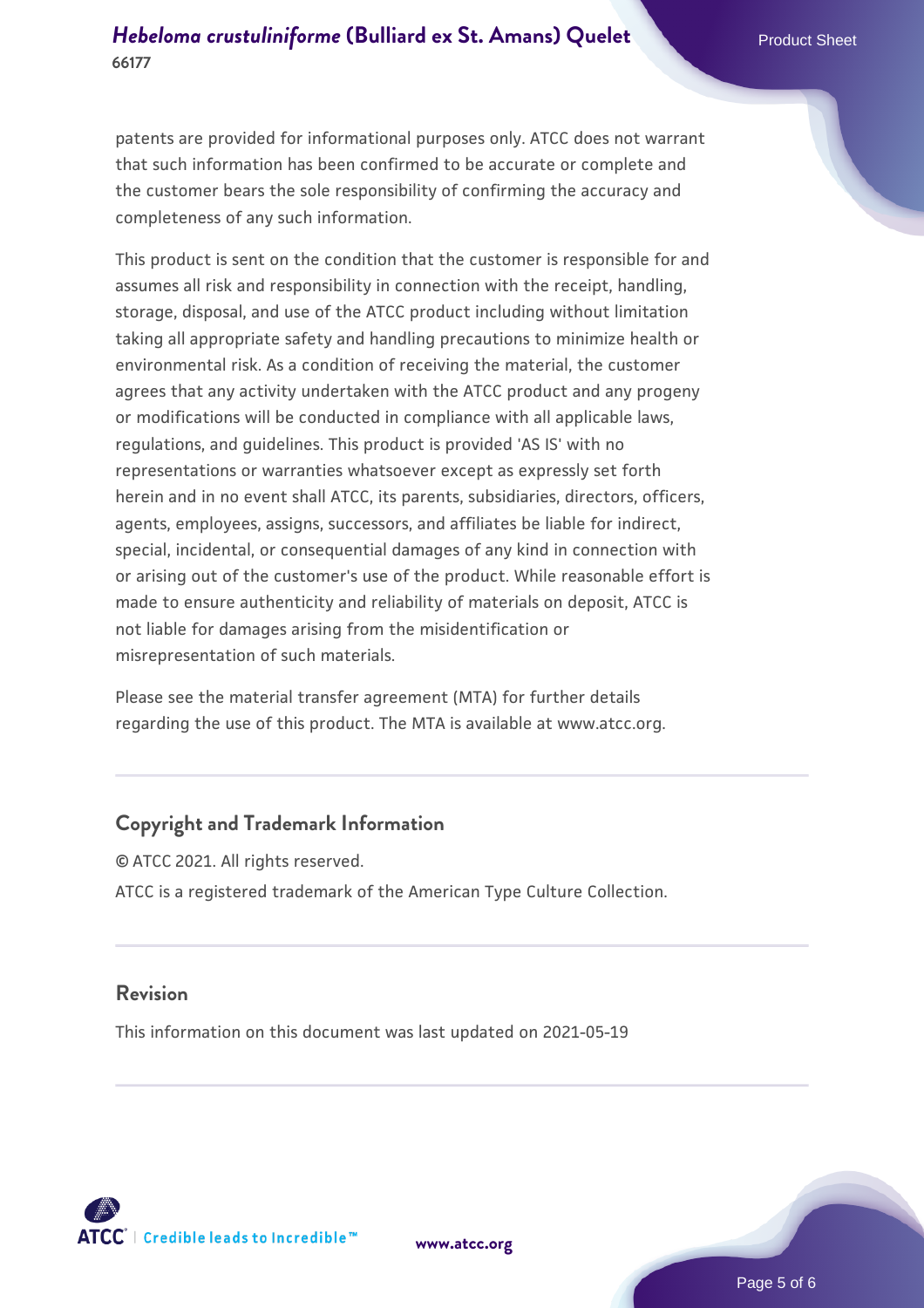patents are provided for informational purposes only. ATCC does not warrant that such information has been confirmed to be accurate or complete and the customer bears the sole responsibility of confirming the accuracy and completeness of any such information.

This product is sent on the condition that the customer is responsible for and assumes all risk and responsibility in connection with the receipt, handling, storage, disposal, and use of the ATCC product including without limitation taking all appropriate safety and handling precautions to minimize health or environmental risk. As a condition of receiving the material, the customer agrees that any activity undertaken with the ATCC product and any progeny or modifications will be conducted in compliance with all applicable laws, regulations, and guidelines. This product is provided 'AS IS' with no representations or warranties whatsoever except as expressly set forth herein and in no event shall ATCC, its parents, subsidiaries, directors, officers, agents, employees, assigns, successors, and affiliates be liable for indirect, special, incidental, or consequential damages of any kind in connection with or arising out of the customer's use of the product. While reasonable effort is made to ensure authenticity and reliability of materials on deposit, ATCC is not liable for damages arising from the misidentification or misrepresentation of such materials.

Please see the material transfer agreement (MTA) for further details regarding the use of this product. The MTA is available at www.atcc.org.

## Copyright and Trademark Information

© ATCC 2021. All rights reserved.

ATCC is a registered trademark of the American Type Culture Collection.

## Revision

This information on this document was last updated on 2021-05-19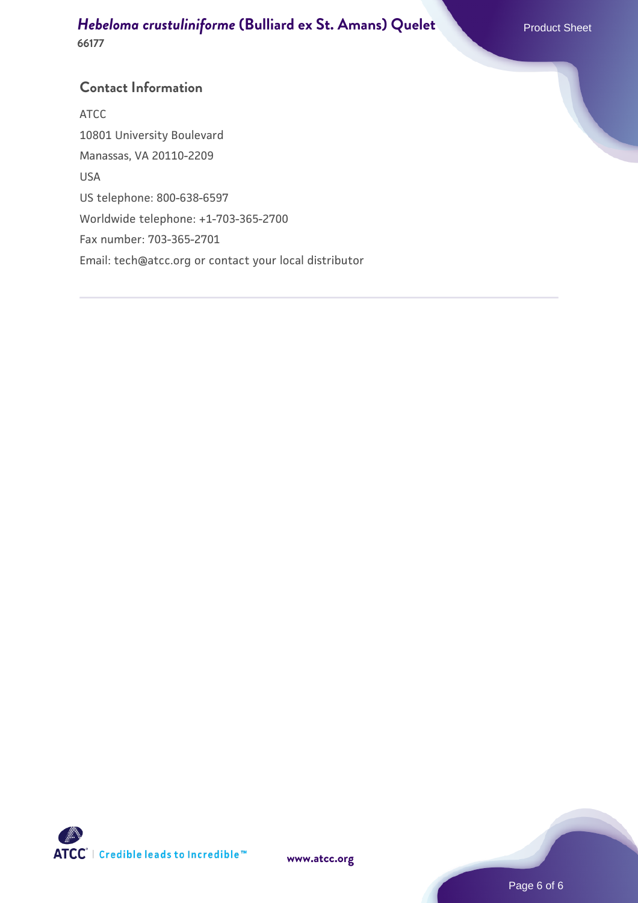## Contact Information

ATCC

10801 University Boulevard

Manassas, VA 20110-2209

USA

US telephone: 800-638-6597

Worldwide telephone: +1-703-365-2700

Fax number: 703-365-2701

Email: tech@atcc.org or contact your local distributor